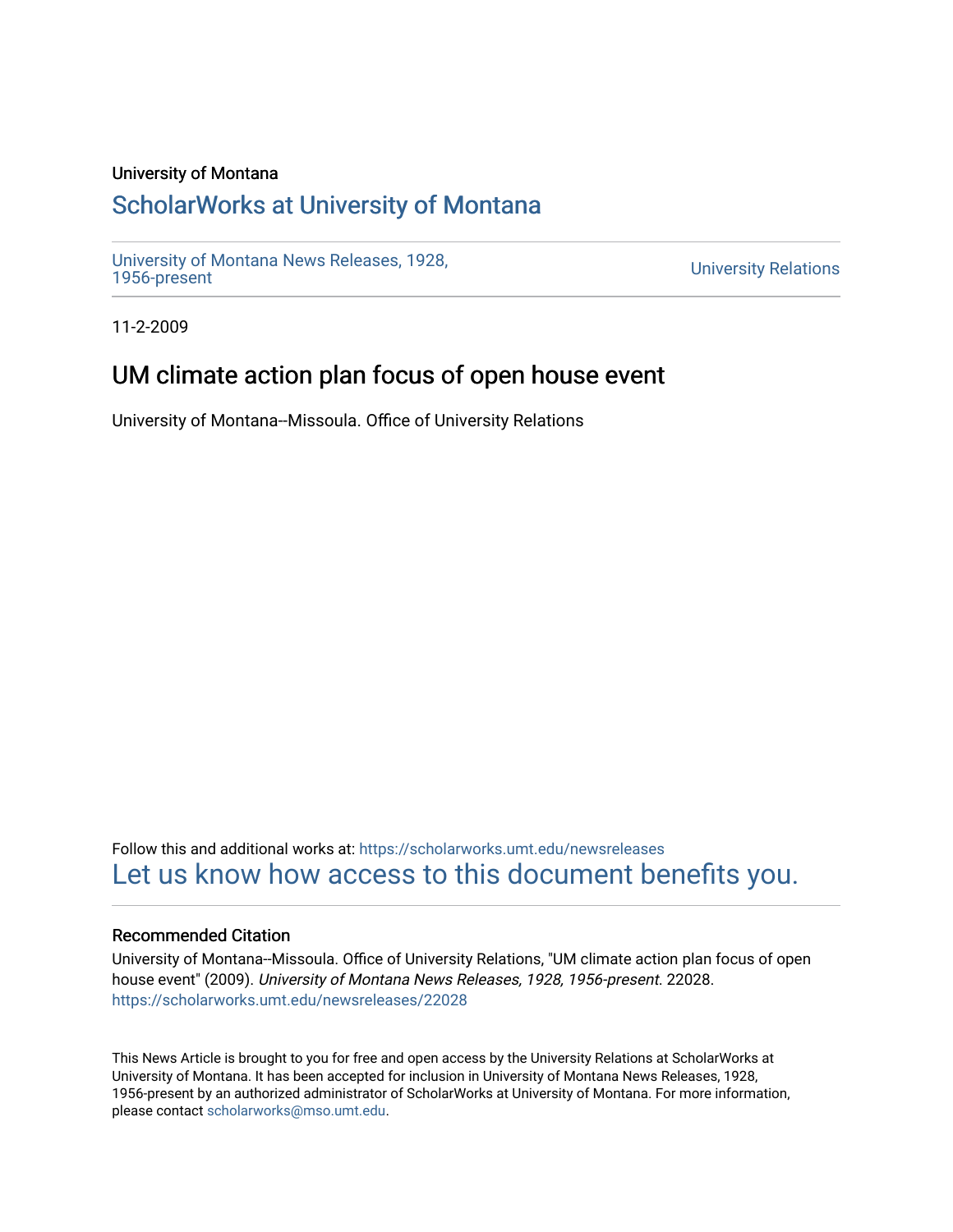University of Montana

# ScholarWorks at University of Montana

University of Montana News Releases, 1928, 1956-present

University Relations

11-2-2009

## UM climate action plan focus of open house event

University of Montana--Missoula. Office of University Relations

Follow this and additional works at: https://scholarworks.umt.edu/newsreleases

Let us know how access to this document benefits you.

### Recommended Citation

University of Montana--Missoula. Office of University Relations, "UM climate action plan focus of open house event" (2009). *University of Montana News Releases, 1928, 1956-present*. 22028.
https://scholarworks.umt.edu/newsreleases/22028

This News Article is brought to you for free and open access by the University Relations at ScholarWorks at University of Montana. It has been accepted for inclusion in University of Montana News Releases, 1928, 1956-present by an authorized administrator of ScholarWorks at University of Montana. For more information, please contact scholarworks@mso.umt.edu.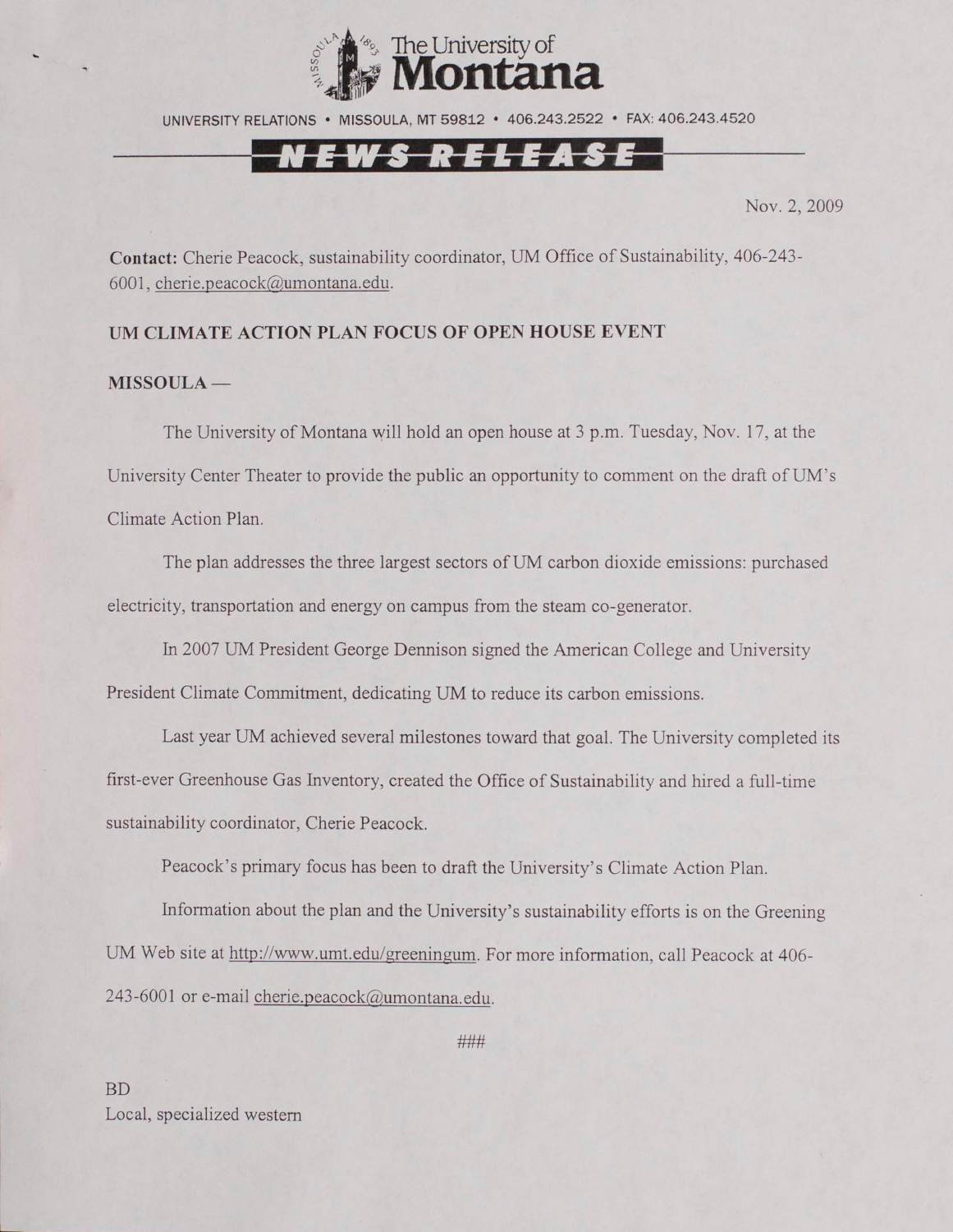The University of Montana

UNIVERSITY RELATIONS • MISSOULA, MT 59812 • 406.243.2522 • FAX: 406.243.4520

NEWS RELEASE

Nov. 2, 2009

**Contact:** Cherie Peacock, sustainability coordinator, UM Office of Sustainability, 406-243-6001, cherie.peacock@umontana.edu.

**UM CLIMATE ACTION PLAN FOCUS OF OPEN HOUSE EVENT**

**MISSOULA —**

The University of Montana will hold an open house at 3 p.m. Tuesday, Nov. 17, at the University Center Theater to provide the public an opportunity to comment on the draft of UM's Climate Action Plan.

The plan addresses the three largest sectors of UM carbon dioxide emissions: purchased electricity, transportation and energy on campus from the steam co-generator.

In 2007 UM President George Dennison signed the American College and University President Climate Commitment, dedicating UM to reduce its carbon emissions.

Last year UM achieved several milestones toward that goal. The University completed its first-ever Greenhouse Gas Inventory, created the Office of Sustainability and hired a full-time sustainability coordinator, Cherie Peacock.

Peacock's primary focus has been to draft the University's Climate Action Plan.

Information about the plan and the University's sustainability efforts is on the Greening UM Web site at http://www.umt.edu/greeningum. For more information, call Peacock at 406-243-6001 or e-mail cherie.peacock@umontana.edu.

###

BD
Local, specialized western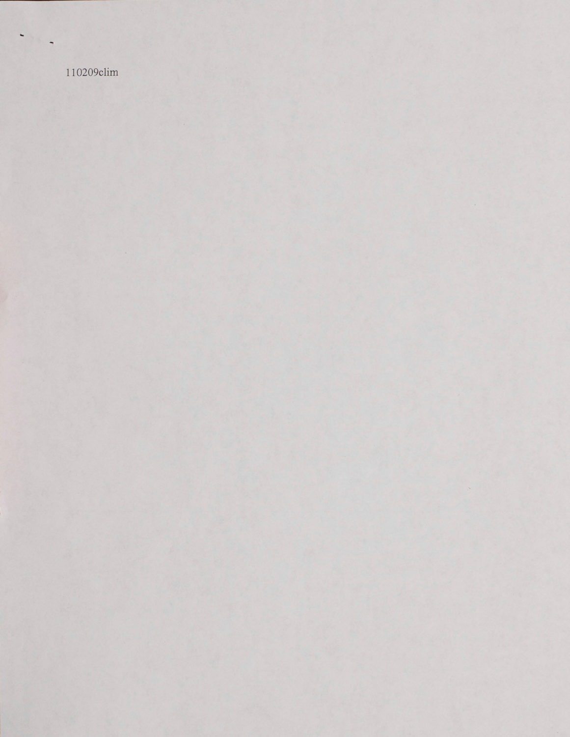110209clim